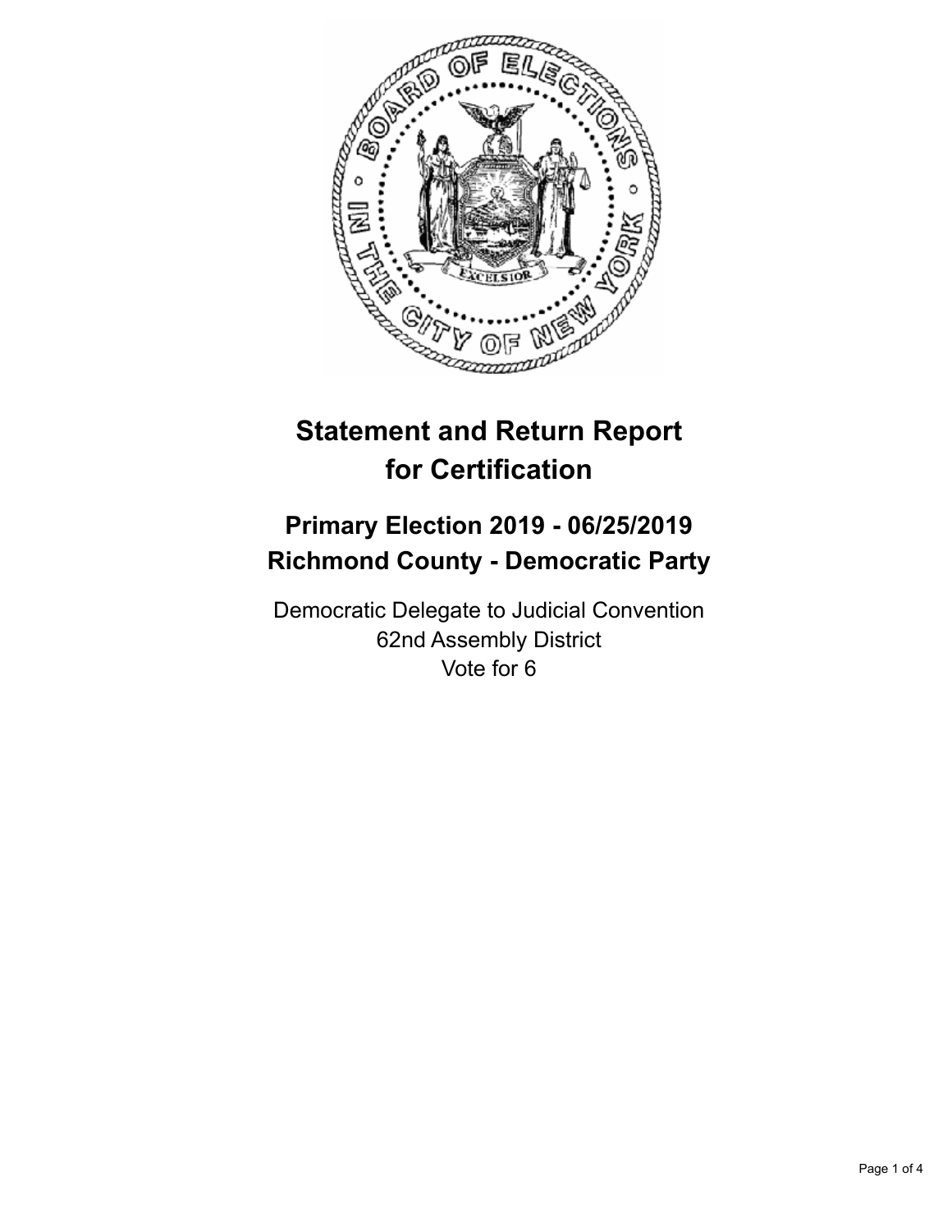# Statement and Return Report for Certification

## Primary Election 2019 - 06/25/2019
## Richmond County - Democratic Party

Democratic Delegate to Judicial Convention
62nd Assembly District
Vote for 6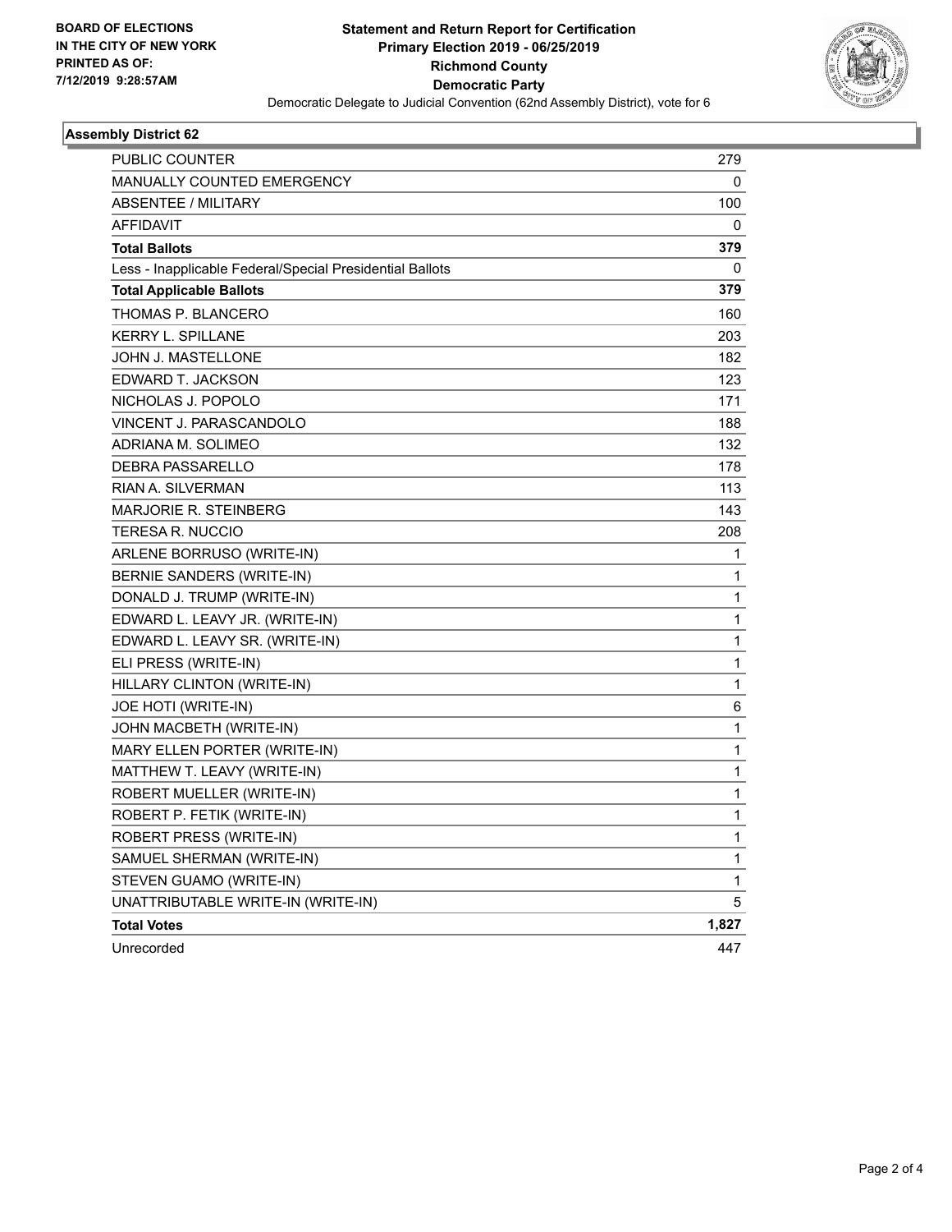**BOARD OF ELECTIONS**
**IN THE CITY OF NEW YORK**
**PRINTED AS OF:**
**7/12/2019 9:28:57AM**

**Statement and Return Report for Certification**
**Primary Election 2019 - 06/25/2019**
**Richmond County**
**Democratic Party**
Democratic Delegate to Judicial Convention (62nd Assembly District), vote for 6

## Assembly District 62

| | |
|---|---|
| PUBLIC COUNTER | 279 |
| MANUALLY COUNTED EMERGENCY | 0 |
| ABSENTEE / MILITARY | 100 |
| AFFIDAVIT | 0 |
| **Total Ballots** | **379** |
| Less - Inapplicable Federal/Special Presidential Ballots | 0 |
| **Total Applicable Ballots** | **379** |
| THOMAS P. BLANCERO | 160 |
| KERRY L. SPILLANE | 203 |
| JOHN J. MASTELLONE | 182 |
| EDWARD T. JACKSON | 123 |
| NICHOLAS J. POPOLO | 171 |
| VINCENT J. PARASCANDOLO | 188 |
| ADRIANA M. SOLIMEO | 132 |
| DEBRA PASSARELLO | 178 |
| RIAN A. SILVERMAN | 113 |
| MARJORIE R. STEINBERG | 143 |
| TERESA R. NUCCIO | 208 |
| ARLENE BORRUSO (WRITE-IN) | 1 |
| BERNIE SANDERS (WRITE-IN) | 1 |
| DONALD J. TRUMP (WRITE-IN) | 1 |
| EDWARD L. LEAVY JR. (WRITE-IN) | 1 |
| EDWARD L. LEAVY SR. (WRITE-IN) | 1 |
| ELI PRESS (WRITE-IN) | 1 |
| HILLARY CLINTON (WRITE-IN) | 1 |
| JOE HOTI (WRITE-IN) | 6 |
| JOHN MACBETH (WRITE-IN) | 1 |
| MARY ELLEN PORTER (WRITE-IN) | 1 |
| MATTHEW T. LEAVY (WRITE-IN) | 1 |
| ROBERT MUELLER (WRITE-IN) | 1 |
| ROBERT P. FETIK (WRITE-IN) | 1 |
| ROBERT PRESS (WRITE-IN) | 1 |
| SAMUEL SHERMAN (WRITE-IN) | 1 |
| STEVEN GUAMO (WRITE-IN) | 1 |
| UNATTRIBUTABLE WRITE-IN (WRITE-IN) | 5 |
| **Total Votes** | **1,827** |
| Unrecorded | 447 |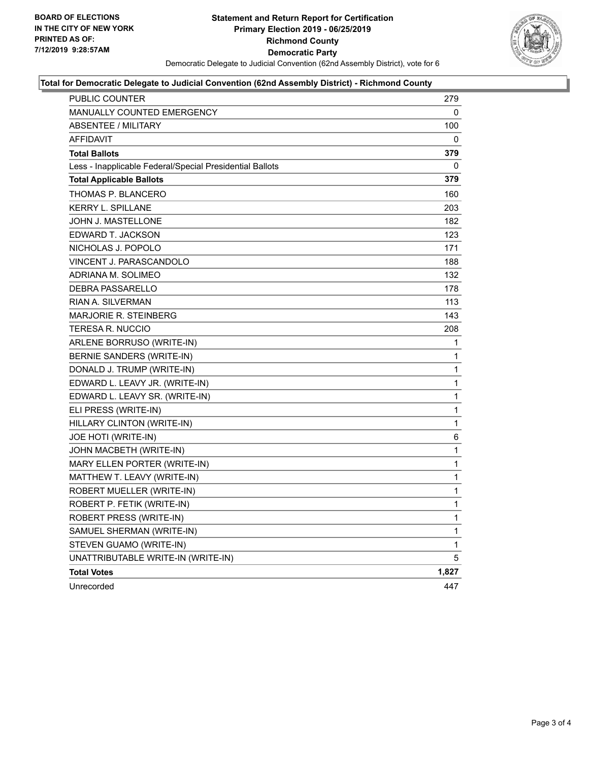BOARD OF ELECTIONS
IN THE CITY OF NEW YORK
PRINTED AS OF:
7/12/2019 9:28:57AM

# Statement and Return Report for Certification
## Primary Election 2019 - 06/25/2019
## Richmond County
## Democratic Party

Democratic Delegate to Judicial Convention (62nd Assembly District), vote for 6

### Total for Democratic Delegate to Judicial Convention (62nd Assembly District) - Richmond County

| | |
|---|---|
| PUBLIC COUNTER | 279 |
| MANUALLY COUNTED EMERGENCY | 0 |
| ABSENTEE / MILITARY | 100 |
| AFFIDAVIT | 0 |
| **Total Ballots** | **379** |
| Less - Inapplicable Federal/Special Presidential Ballots | 0 |
| **Total Applicable Ballots** | **379** |
| THOMAS P. BLANCERO | 160 |
| KERRY L. SPILLANE | 203 |
| JOHN J. MASTELLONE | 182 |
| EDWARD T. JACKSON | 123 |
| NICHOLAS J. POPOLO | 171 |
| VINCENT J. PARASCANDOLO | 188 |
| ADRIANA M. SOLIMEO | 132 |
| DEBRA PASSARELLO | 178 |
| RIAN A. SILVERMAN | 113 |
| MARJORIE R. STEINBERG | 143 |
| TERESA R. NUCCIO | 208 |
| ARLENE BORRUSO (WRITE-IN) | 1 |
| BERNIE SANDERS (WRITE-IN) | 1 |
| DONALD J. TRUMP (WRITE-IN) | 1 |
| EDWARD L. LEAVY JR. (WRITE-IN) | 1 |
| EDWARD L. LEAVY SR. (WRITE-IN) | 1 |
| ELI PRESS (WRITE-IN) | 1 |
| HILLARY CLINTON (WRITE-IN) | 1 |
| JOE HOTI (WRITE-IN) | 6 |
| JOHN MACBETH (WRITE-IN) | 1 |
| MARY ELLEN PORTER (WRITE-IN) | 1 |
| MATTHEW T. LEAVY (WRITE-IN) | 1 |
| ROBERT MUELLER (WRITE-IN) | 1 |
| ROBERT P. FETIK (WRITE-IN) | 1 |
| ROBERT PRESS (WRITE-IN) | 1 |
| SAMUEL SHERMAN (WRITE-IN) | 1 |
| STEVEN GUAMO (WRITE-IN) | 1 |
| UNATTRIBUTABLE WRITE-IN (WRITE-IN) | 5 |
| **Total Votes** | **1,827** |
| Unrecorded | 447 |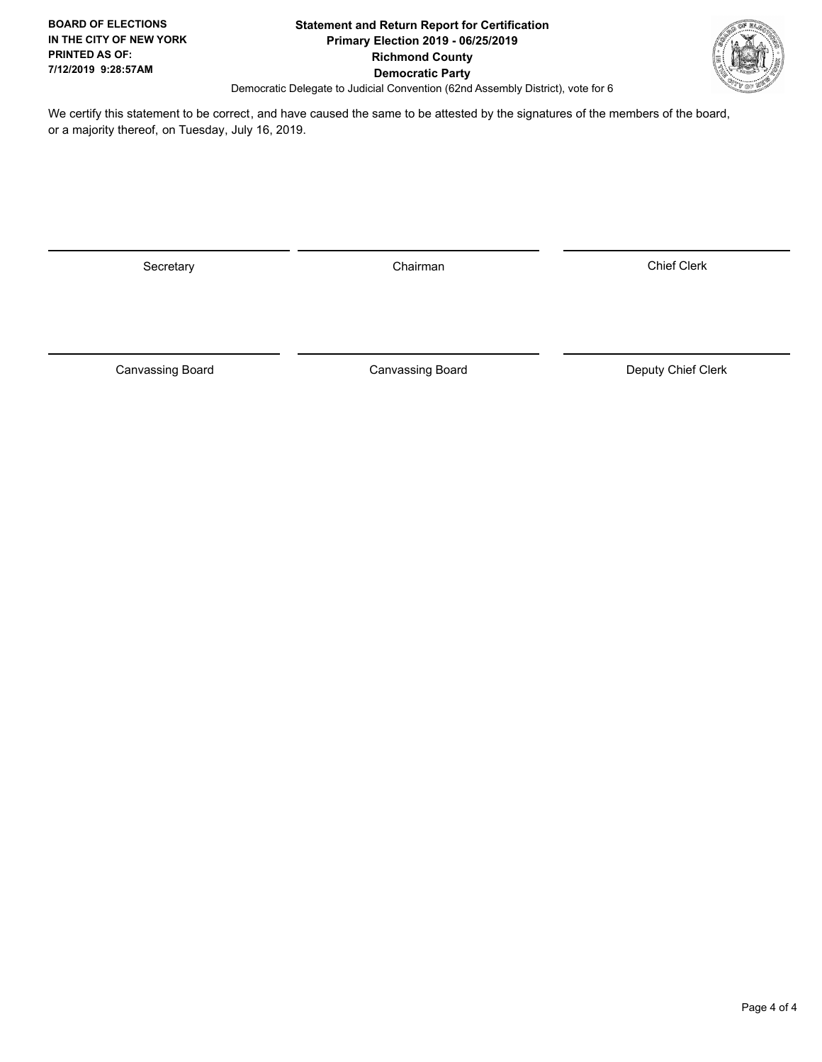**BOARD OF ELECTIONS IN THE CITY OF NEW YORK**
**PRINTED AS OF: 7/12/2019 9:28:57AM**

**Statement and Return Report for Certification**
**Primary Election 2019 - 06/25/2019**
**Richmond County**
**Democratic Party**
Democratic Delegate to Judicial Convention (62nd Assembly District), vote for 6

We certify this statement to be correct, and have caused the same to be attested by the signatures of the members of the board, or a majority thereof, on Tuesday, July 16, 2019.

| | | |
|---|---|---|
| Secretary | Chairman | Chief Clerk |
| Canvassing Board | Canvassing Board | Deputy Chief Clerk |